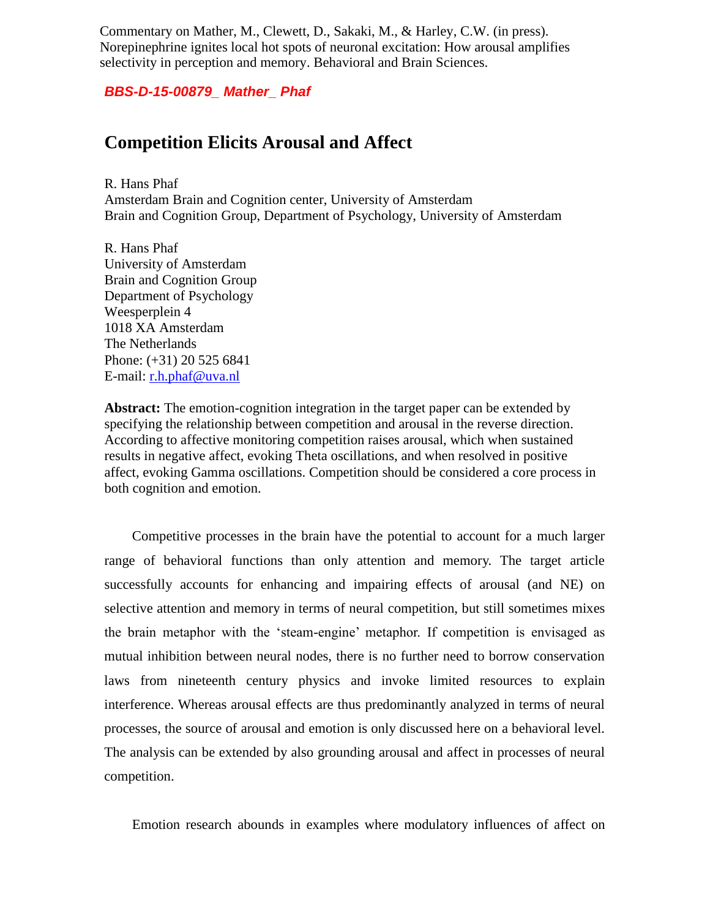Commentary on Mather, M., Clewett, D., Sakaki, M., & Harley, C.W. (in press). Norepinephrine ignites local hot spots of neuronal excitation: How arousal amplifies selectivity in perception and memory. Behavioral and Brain Sciences.

***BBS-D-15-00879_ Mather_ Phaf***

# Competition Elicits Arousal and Affect

R. Hans Phaf
Amsterdam Brain and Cognition center, University of Amsterdam
Brain and Cognition Group, Department of Psychology, University of Amsterdam

R. Hans Phaf
University of Amsterdam
Brain and Cognition Group
Department of Psychology
Weesperplein 4
1018 XA Amsterdam
The Netherlands
Phone: (+31) 20 525 6841
E-mail: r.h.phaf@uva.nl

**Abstract:** The emotion-cognition integration in the target paper can be extended by specifying the relationship between competition and arousal in the reverse direction. According to affective monitoring competition raises arousal, which when sustained results in negative affect, evoking Theta oscillations, and when resolved in positive affect, evoking Gamma oscillations. Competition should be considered a core process in both cognition and emotion.

Competitive processes in the brain have the potential to account for a much larger range of behavioral functions than only attention and memory. The target article successfully accounts for enhancing and impairing effects of arousal (and NE) on selective attention and memory in terms of neural competition, but still sometimes mixes the brain metaphor with the 'steam-engine' metaphor. If competition is envisaged as mutual inhibition between neural nodes, there is no further need to borrow conservation laws from nineteenth century physics and invoke limited resources to explain interference. Whereas arousal effects are thus predominantly analyzed in terms of neural processes, the source of arousal and emotion is only discussed here on a behavioral level. The analysis can be extended by also grounding arousal and affect in processes of neural competition.

Emotion research abounds in examples where modulatory influences of affect on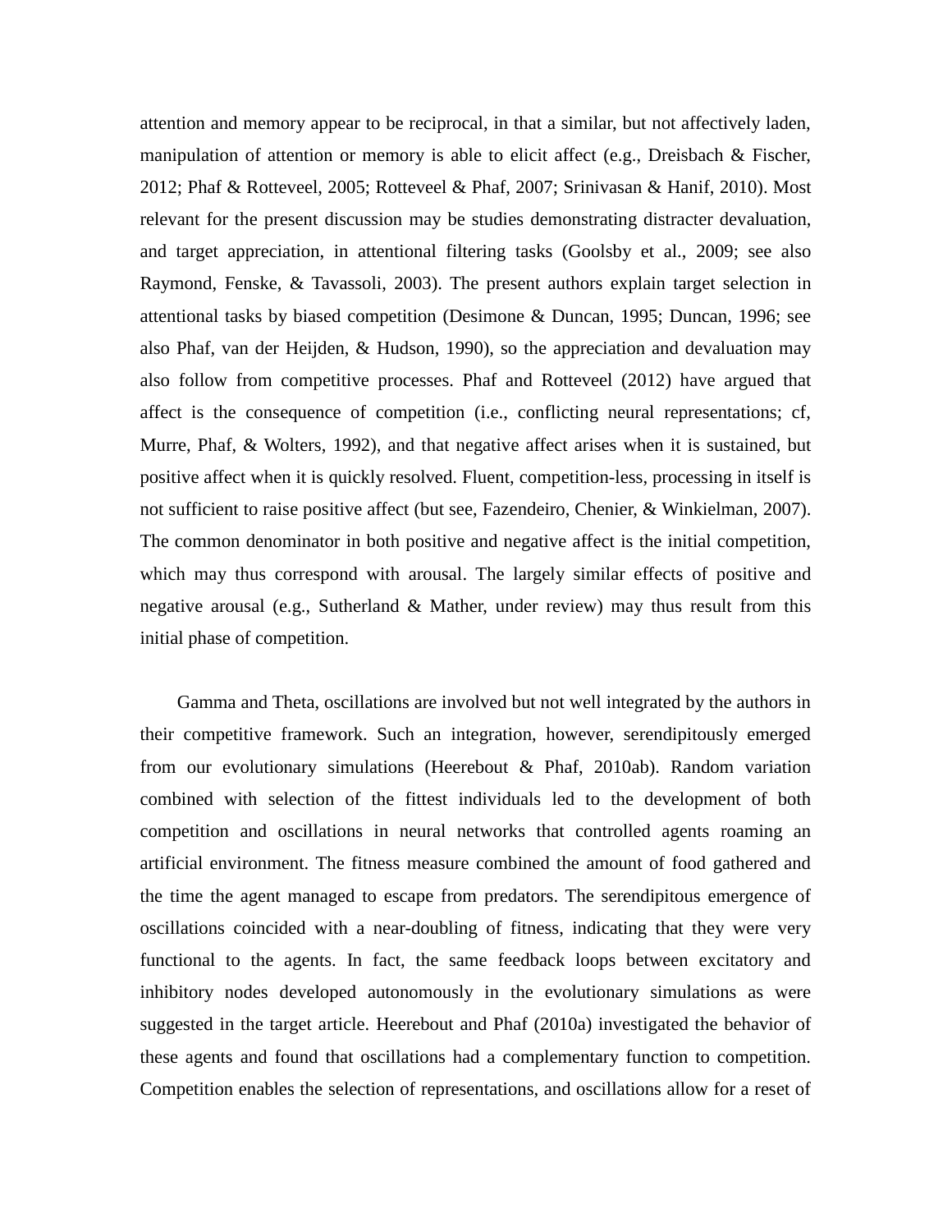attention and memory appear to be reciprocal, in that a similar, but not affectively laden, manipulation of attention or memory is able to elicit affect (e.g., Dreisbach & Fischer, 2012; Phaf & Rotteveel, 2005; Rotteveel & Phaf, 2007; Srinivasan & Hanif, 2010). Most relevant for the present discussion may be studies demonstrating distracter devaluation, and target appreciation, in attentional filtering tasks (Goolsby et al., 2009; see also Raymond, Fenske, & Tavassoli, 2003). The present authors explain target selection in attentional tasks by biased competition (Desimone & Duncan, 1995; Duncan, 1996; see also Phaf, van der Heijden, & Hudson, 1990), so the appreciation and devaluation may also follow from competitive processes. Phaf and Rotteveel (2012) have argued that affect is the consequence of competition (i.e., conflicting neural representations; cf, Murre, Phaf, & Wolters, 1992), and that negative affect arises when it is sustained, but positive affect when it is quickly resolved. Fluent, competition-less, processing in itself is not sufficient to raise positive affect (but see, Fazendeiro, Chenier, & Winkielman, 2007). The common denominator in both positive and negative affect is the initial competition, which may thus correspond with arousal. The largely similar effects of positive and negative arousal (e.g., Sutherland & Mather, under review) may thus result from this initial phase of competition.

Gamma and Theta, oscillations are involved but not well integrated by the authors in their competitive framework. Such an integration, however, serendipitously emerged from our evolutionary simulations (Heerebout & Phaf, 2010ab). Random variation combined with selection of the fittest individuals led to the development of both competition and oscillations in neural networks that controlled agents roaming an artificial environment. The fitness measure combined the amount of food gathered and the time the agent managed to escape from predators. The serendipitous emergence of oscillations coincided with a near-doubling of fitness, indicating that they were very functional to the agents. In fact, the same feedback loops between excitatory and inhibitory nodes developed autonomously in the evolutionary simulations as were suggested in the target article. Heerebout and Phaf (2010a) investigated the behavior of these agents and found that oscillations had a complementary function to competition. Competition enables the selection of representations, and oscillations allow for a reset of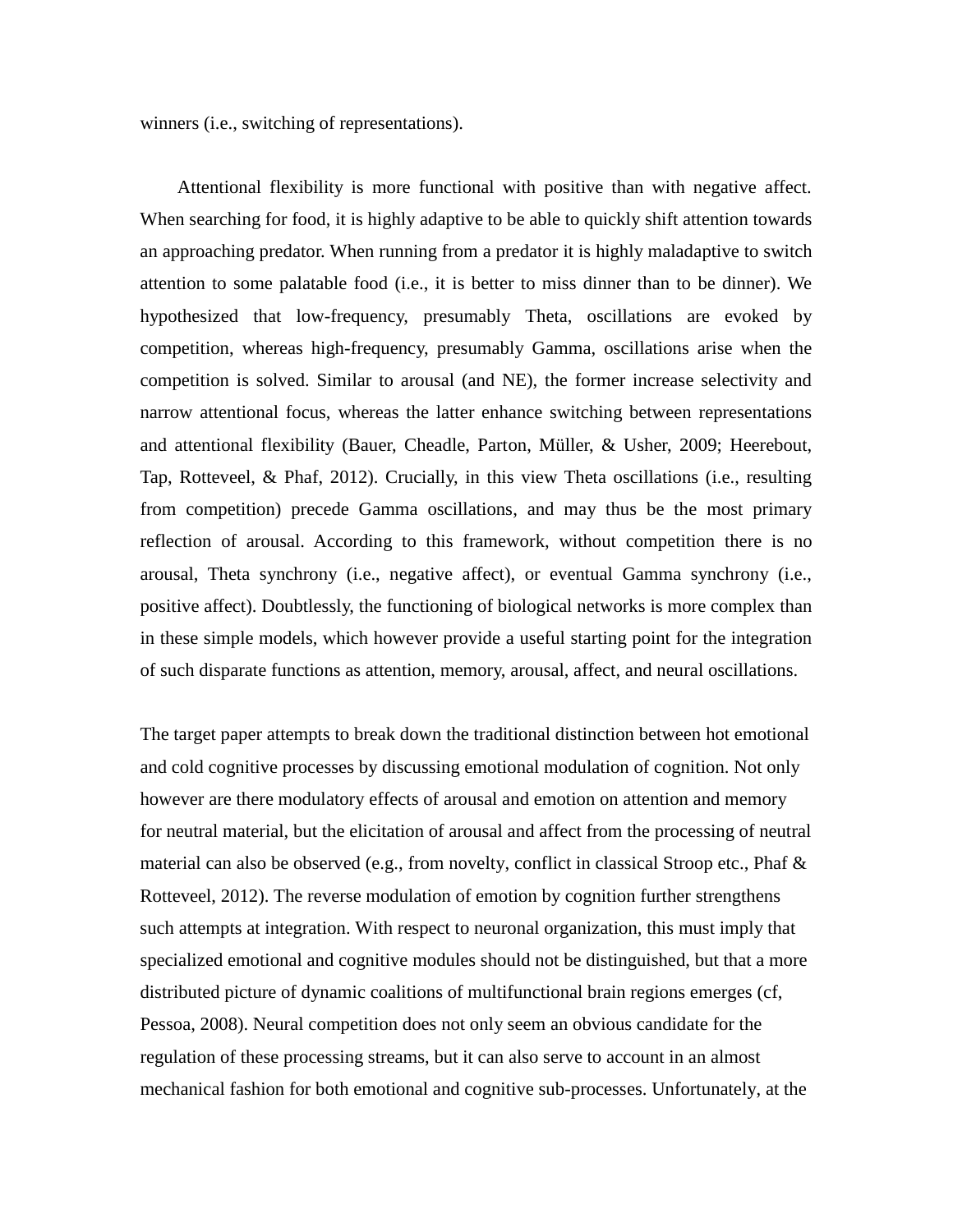winners (i.e., switching of representations).

Attentional flexibility is more functional with positive than with negative affect. When searching for food, it is highly adaptive to be able to quickly shift attention towards an approaching predator. When running from a predator it is highly maladaptive to switch attention to some palatable food (i.e., it is better to miss dinner than to be dinner). We hypothesized that low-frequency, presumably Theta, oscillations are evoked by competition, whereas high-frequency, presumably Gamma, oscillations arise when the competition is solved. Similar to arousal (and NE), the former increase selectivity and narrow attentional focus, whereas the latter enhance switching between representations and attentional flexibility (Bauer, Cheadle, Parton, Müller, & Usher, 2009; Heerebout, Tap, Rotteveel, & Phaf, 2012). Crucially, in this view Theta oscillations (i.e., resulting from competition) precede Gamma oscillations, and may thus be the most primary reflection of arousal. According to this framework, without competition there is no arousal, Theta synchrony (i.e., negative affect), or eventual Gamma synchrony (i.e., positive affect). Doubtlessly, the functioning of biological networks is more complex than in these simple models, which however provide a useful starting point for the integration of such disparate functions as attention, memory, arousal, affect, and neural oscillations.

The target paper attempts to break down the traditional distinction between hot emotional and cold cognitive processes by discussing emotional modulation of cognition. Not only however are there modulatory effects of arousal and emotion on attention and memory for neutral material, but the elicitation of arousal and affect from the processing of neutral material can also be observed (e.g., from novelty, conflict in classical Stroop etc., Phaf & Rotteveel, 2012). The reverse modulation of emotion by cognition further strengthens such attempts at integration. With respect to neuronal organization, this must imply that specialized emotional and cognitive modules should not be distinguished, but that a more distributed picture of dynamic coalitions of multifunctional brain regions emerges (cf, Pessoa, 2008). Neural competition does not only seem an obvious candidate for the regulation of these processing streams, but it can also serve to account in an almost mechanical fashion for both emotional and cognitive sub-processes. Unfortunately, at the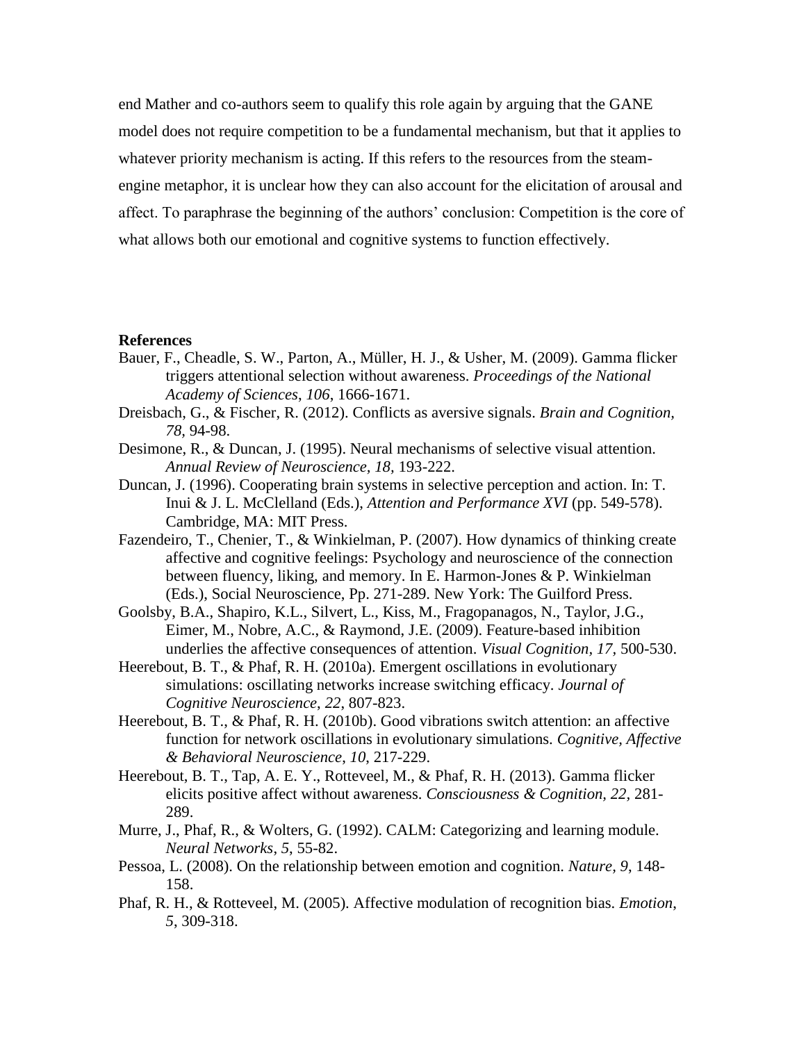end Mather and co-authors seem to qualify this role again by arguing that the GANE model does not require competition to be a fundamental mechanism, but that it applies to whatever priority mechanism is acting. If this refers to the resources from the steam-engine metaphor, it is unclear how they can also account for the elicitation of arousal and affect. To paraphrase the beginning of the authors' conclusion: Competition is the core of what allows both our emotional and cognitive systems to function effectively.

**References**

Bauer, F., Cheadle, S. W., Parton, A., Müller, H. J., & Usher, M. (2009). Gamma flicker triggers attentional selection without awareness. *Proceedings of the National Academy of Sciences*, *106*, 1666-1671.

Dreisbach, G., & Fischer, R. (2012). Conflicts as aversive signals. *Brain and Cognition, 78*, 94-98.

Desimone, R., & Duncan, J. (1995). Neural mechanisms of selective visual attention. *Annual Review of Neuroscience, 18*, 193-222.

Duncan, J. (1996). Cooperating brain systems in selective perception and action. In: T. Inui & J. L. McClelland (Eds.), *Attention and Performance XVI* (pp. 549-578). Cambridge, MA: MIT Press.

Fazendeiro, T., Chenier, T., & Winkielman, P. (2007). How dynamics of thinking create affective and cognitive feelings: Psychology and neuroscience of the connection between fluency, liking, and memory. In E. Harmon-Jones & P. Winkielman (Eds.), Social Neuroscience, Pp. 271-289. New York: The Guilford Press.

Goolsby, B.A., Shapiro, K.L., Silvert, L., Kiss, M., Fragopanagos, N., Taylor, J.G., Eimer, M., Nobre, A.C., & Raymond, J.E. (2009). Feature-based inhibition underlies the affective consequences of attention. *Visual Cognition*, *17*, 500-530.

Heerebout, B. T., & Phaf, R. H. (2010a). Emergent oscillations in evolutionary simulations: oscillating networks increase switching efficacy. *Journal of Cognitive Neuroscience*, *22*, 807-823.

Heerebout, B. T., & Phaf, R. H. (2010b). Good vibrations switch attention: an affective function for network oscillations in evolutionary simulations. *Cognitive, Affective & Behavioral Neuroscience*, *10*, 217-229.

Heerebout, B. T., Tap, A. E. Y., Rotteveel, M., & Phaf, R. H. (2013). Gamma flicker elicits positive affect without awareness. *Consciousness & Cognition*, *22*, 281-289.

Murre, J., Phaf, R., & Wolters, G. (1992). CALM: Categorizing and learning module. *Neural Networks*, *5*, 55-82.

Pessoa, L. (2008). On the relationship between emotion and cognition. *Nature*, *9*, 148-158.

Phaf, R. H., & Rotteveel, M. (2005). Affective modulation of recognition bias. *Emotion*, *5*, 309-318.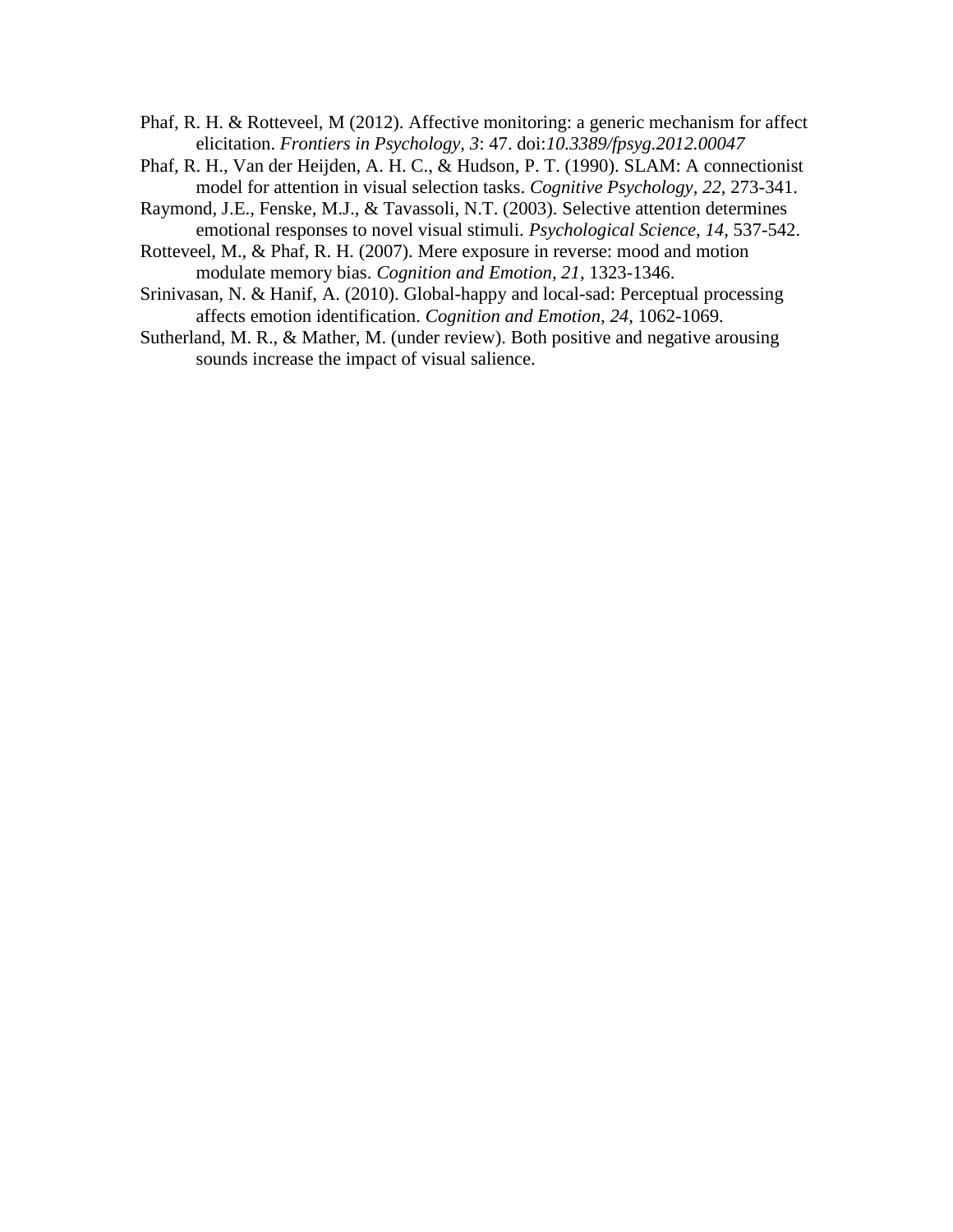Phaf, R. H. & Rotteveel, M (2012). Affective monitoring: a generic mechanism for affect elicitation. *Frontiers in Psychology*, *3*: 47. doi:*10.3389/fpsyg.2012.00047*

Phaf, R. H., Van der Heijden, A. H. C., & Hudson, P. T. (1990). SLAM: A connectionist model for attention in visual selection tasks. *Cognitive Psychology*, *22*, 273-341.

Raymond, J.E., Fenske, M.J., & Tavassoli, N.T. (2003). Selective attention determines emotional responses to novel visual stimuli. *Psychological Science, 14*, 537-542.

Rotteveel, M., & Phaf, R. H. (2007). Mere exposure in reverse: mood and motion modulate memory bias. *Cognition and Emotion, 21*, 1323-1346.

Srinivasan, N. & Hanif, A. (2010). Global-happy and local-sad: Perceptual processing affects emotion identification. *Cognition and Emotion, 24*, 1062-1069.

Sutherland, M. R., & Mather, M. (under review). Both positive and negative arousing sounds increase the impact of visual salience.